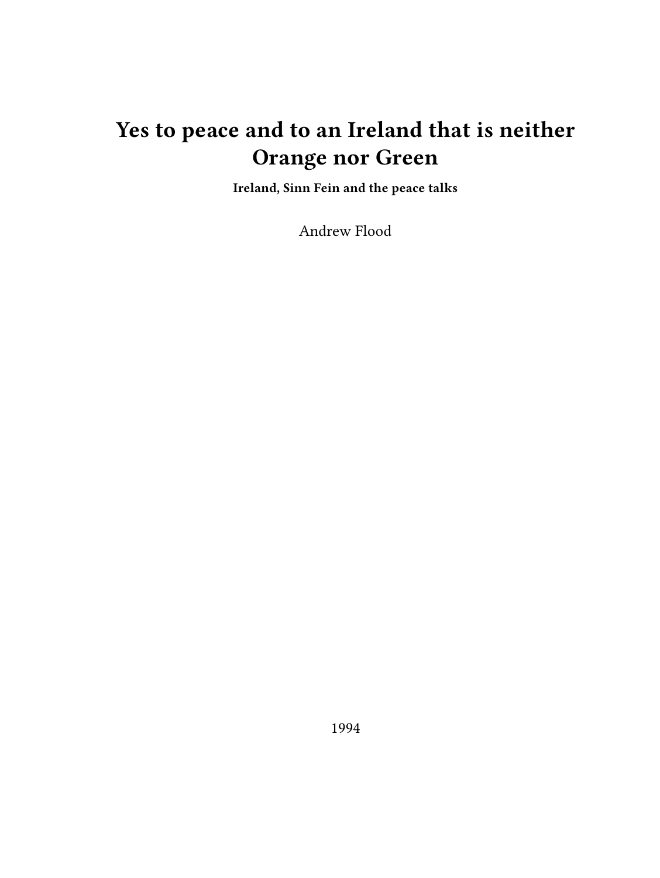# Yes to peace and to an Ireland that is neither Orange nor Green

**Ireland, Sinn Fein and the peace talks**

Andrew Flood

1994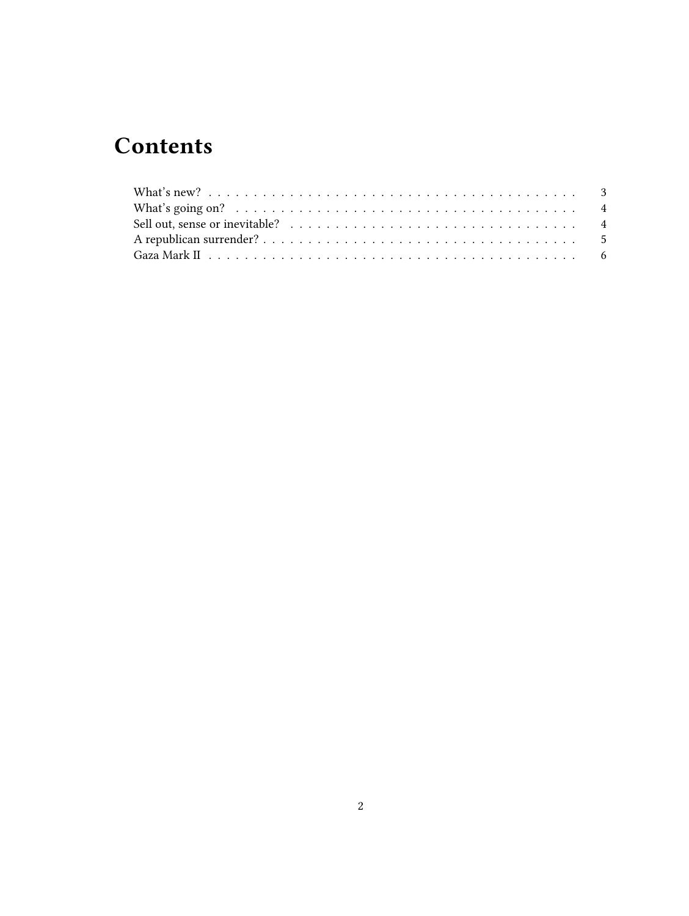# Contents

- What's new? . . . . . . . . . . . . . . . . . . . . . . . . . . . . . . . . . . . . . . . . . 3
- What's going on? . . . . . . . . . . . . . . . . . . . . . . . . . . . . . . . . . . . . . . 4
- Sell out, sense or inevitable? . . . . . . . . . . . . . . . . . . . . . . . . . . . . . . . . 4
- A republican surrender? . . . . . . . . . . . . . . . . . . . . . . . . . . . . . . . . . . . 5
- Gaza Mark II . . . . . . . . . . . . . . . . . . . . . . . . . . . . . . . . . . . . . . . . 6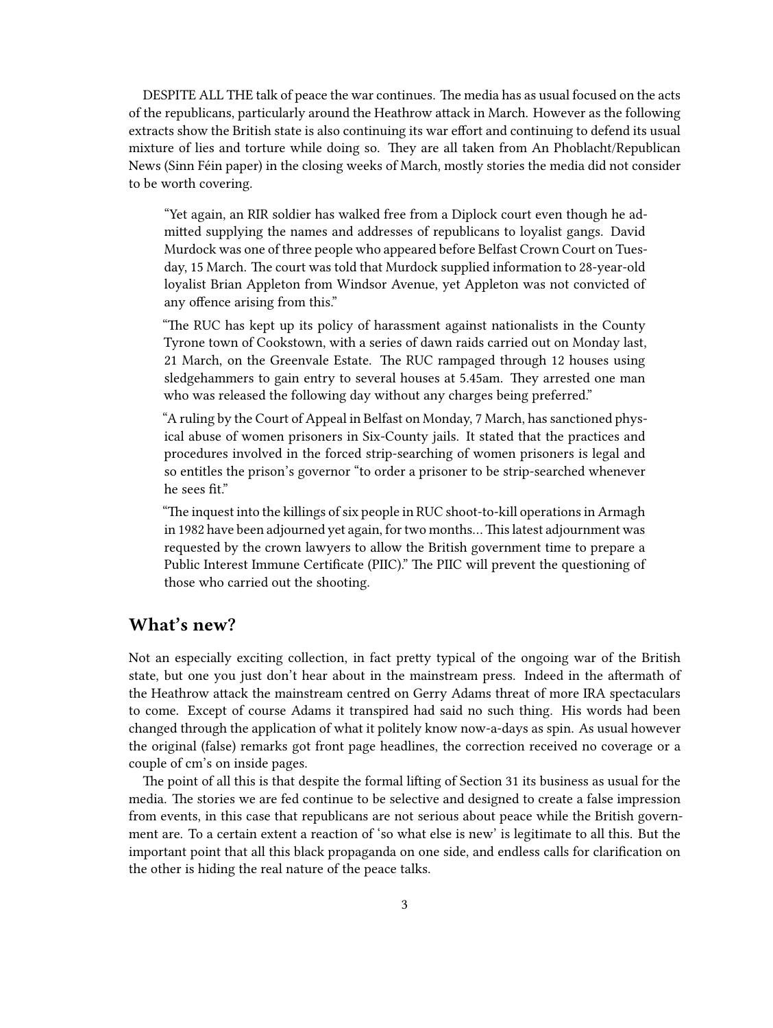DESPITE ALL THE talk of peace the war continues. The media has as usual focused on the acts of the republicans, particularly around the Heathrow attack in March. However as the following extracts show the British state is also continuing its war effort and continuing to defend its usual mixture of lies and torture while doing so. They are all taken from An Phoblacht/Republican News (Sinn Féin paper) in the closing weeks of March, mostly stories the media did not consider to be worth covering.

> "Yet again, an RIR soldier has walked free from a Diplock court even though he admitted supplying the names and addresses of republicans to loyalist gangs. David Murdock was one of three people who appeared before Belfast Crown Court on Tuesday, 15 March. The court was told that Murdock supplied information to 28-year-old loyalist Brian Appleton from Windsor Avenue, yet Appleton was not convicted of any offence arising from this."
>
> "The RUC has kept up its policy of harassment against nationalists in the County Tyrone town of Cookstown, with a series of dawn raids carried out on Monday last, 21 March, on the Greenvale Estate. The RUC rampaged through 12 houses using sledgehammers to gain entry to several houses at 5.45am. They arrested one man who was released the following day without any charges being preferred."
>
> "A ruling by the Court of Appeal in Belfast on Monday, 7 March, has sanctioned physical abuse of women prisoners in Six-County jails. It stated that the practices and procedures involved in the forced strip-searching of women prisoners is legal and so entitles the prison's governor "to order a prisoner to be strip-searched whenever he sees fit."
>
> "The inquest into the killings of six people in RUC shoot-to-kill operations in Armagh in 1982 have been adjourned yet again, for two months… This latest adjournment was requested by the crown lawyers to allow the British government time to prepare a Public Interest Immune Certificate (PIIC)." The PIIC will prevent the questioning of those who carried out the shooting.

## What's new?

Not an especially exciting collection, in fact pretty typical of the ongoing war of the British state, but one you just don't hear about in the mainstream press. Indeed in the aftermath of the Heathrow attack the mainstream centred on Gerry Adams threat of more IRA spectaculars to come. Except of course Adams it transpired had said no such thing. His words had been changed through the application of what it politely know now-a-days as spin. As usual however the original (false) remarks got front page headlines, the correction received no coverage or a couple of cm's on inside pages.

The point of all this is that despite the formal lifting of Section 31 its business as usual for the media. The stories we are fed continue to be selective and designed to create a false impression from events, in this case that republicans are not serious about peace while the British government are. To a certain extent a reaction of 'so what else is new' is legitimate to all this. But the important point that all this black propaganda on one side, and endless calls for clarification on the other is hiding the real nature of the peace talks.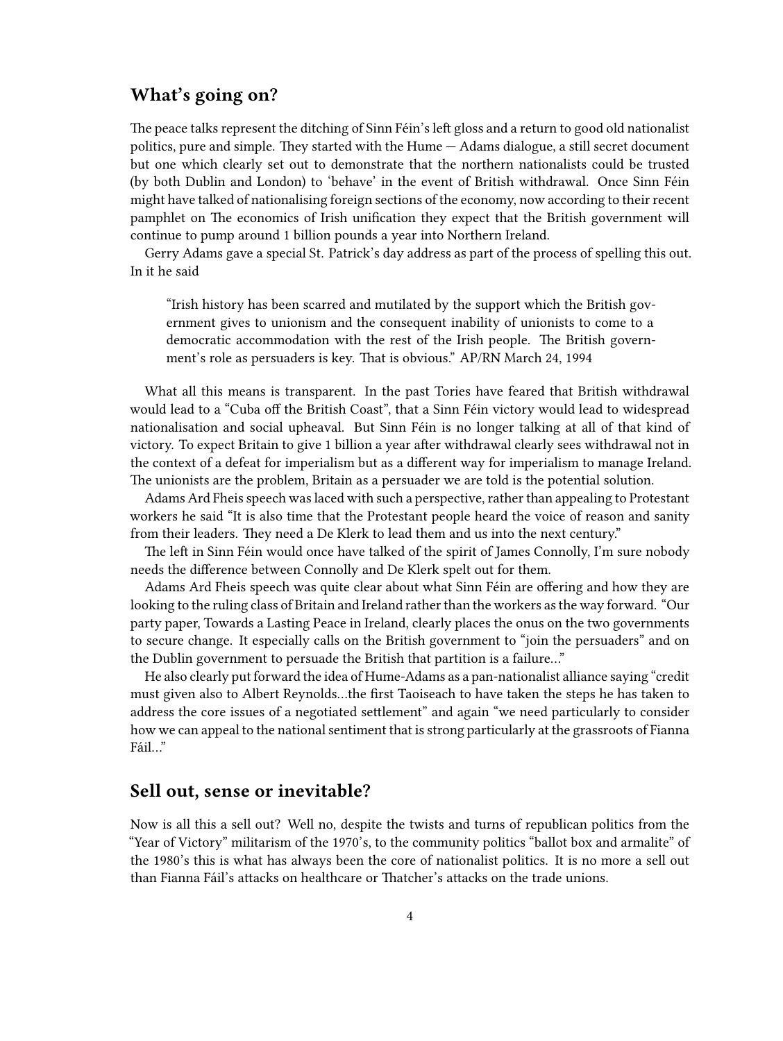## What's going on?

The peace talks represent the ditching of Sinn Féin's left gloss and a return to good old nationalist politics, pure and simple. They started with the Hume — Adams dialogue, a still secret document but one which clearly set out to demonstrate that the northern nationalists could be trusted (by both Dublin and London) to 'behave' in the event of British withdrawal. Once Sinn Féin might have talked of nationalising foreign sections of the economy, now according to their recent pamphlet on The economics of Irish unification they expect that the British government will continue to pump around 1 billion pounds a year into Northern Ireland.

Gerry Adams gave a special St. Patrick's day address as part of the process of spelling this out. In it he said

> "Irish history has been scarred and mutilated by the support which the British government gives to unionism and the consequent inability of unionists to come to a democratic accommodation with the rest of the Irish people. The British government's role as persuaders is key. That is obvious." AP/RN March 24, 1994

What all this means is transparent. In the past Tories have feared that British withdrawal would lead to a "Cuba off the British Coast", that a Sinn Féin victory would lead to widespread nationalisation and social upheaval. But Sinn Féin is no longer talking at all of that kind of victory. To expect Britain to give 1 billion a year after withdrawal clearly sees withdrawal not in the context of a defeat for imperialism but as a different way for imperialism to manage Ireland. The unionists are the problem, Britain as a persuader we are told is the potential solution.

Adams Ard Fheis speech was laced with such a perspective, rather than appealing to Protestant workers he said "It is also time that the Protestant people heard the voice of reason and sanity from their leaders. They need a De Klerk to lead them and us into the next century."

The left in Sinn Féin would once have talked of the spirit of James Connolly, I'm sure nobody needs the difference between Connolly and De Klerk spelt out for them.

Adams Ard Fheis speech was quite clear about what Sinn Féin are offering and how they are looking to the ruling class of Britain and Ireland rather than the workers as the way forward. "Our party paper, Towards a Lasting Peace in Ireland, clearly places the onus on the two governments to secure change. It especially calls on the British government to "join the persuaders" and on the Dublin government to persuade the British that partition is a failure…"

He also clearly put forward the idea of Hume-Adams as a pan-nationalist alliance saying "credit must given also to Albert Reynolds…the first Taoiseach to have taken the steps he has taken to address the core issues of a negotiated settlement" and again "we need particularly to consider how we can appeal to the national sentiment that is strong particularly at the grassroots of Fianna Fáil…"

## Sell out, sense or inevitable?

Now is all this a sell out? Well no, despite the twists and turns of republican politics from the "Year of Victory" militarism of the 1970's, to the community politics "ballot box and armalite" of the 1980's this is what has always been the core of nationalist politics. It is no more a sell out than Fianna Fáil's attacks on healthcare or Thatcher's attacks on the trade unions.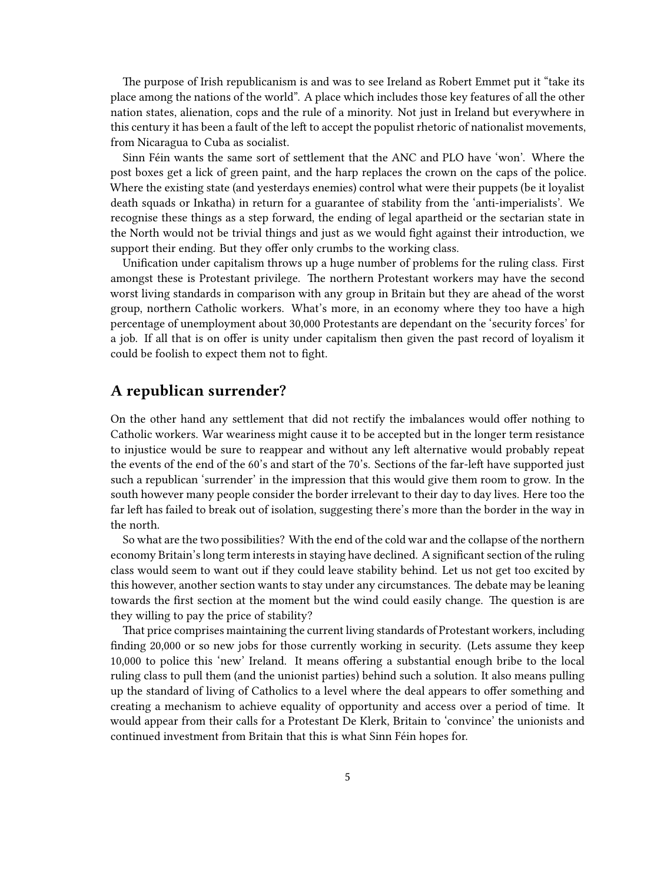The purpose of Irish republicanism is and was to see Ireland as Robert Emmet put it "take its place among the nations of the world". A place which includes those key features of all the other nation states, alienation, cops and the rule of a minority. Not just in Ireland but everywhere in this century it has been a fault of the left to accept the populist rhetoric of nationalist movements, from Nicaragua to Cuba as socialist.

Sinn Féin wants the same sort of settlement that the ANC and PLO have 'won'. Where the post boxes get a lick of green paint, and the harp replaces the crown on the caps of the police. Where the existing state (and yesterdays enemies) control what were their puppets (be it loyalist death squads or Inkatha) in return for a guarantee of stability from the 'anti-imperialists'. We recognise these things as a step forward, the ending of legal apartheid or the sectarian state in the North would not be trivial things and just as we would fight against their introduction, we support their ending. But they offer only crumbs to the working class.

Unification under capitalism throws up a huge number of problems for the ruling class. First amongst these is Protestant privilege. The northern Protestant workers may have the second worst living standards in comparison with any group in Britain but they are ahead of the worst group, northern Catholic workers. What's more, in an economy where they too have a high percentage of unemployment about 30,000 Protestants are dependant on the 'security forces' for a job. If all that is on offer is unity under capitalism then given the past record of loyalism it could be foolish to expect them not to fight.

## A republican surrender?

On the other hand any settlement that did not rectify the imbalances would offer nothing to Catholic workers. War weariness might cause it to be accepted but in the longer term resistance to injustice would be sure to reappear and without any left alternative would probably repeat the events of the end of the 60's and start of the 70's. Sections of the far-left have supported just such a republican 'surrender' in the impression that this would give them room to grow. In the south however many people consider the border irrelevant to their day to day lives. Here too the far left has failed to break out of isolation, suggesting there's more than the border in the way in the north.

So what are the two possibilities? With the end of the cold war and the collapse of the northern economy Britain's long term interests in staying have declined. A significant section of the ruling class would seem to want out if they could leave stability behind. Let us not get too excited by this however, another section wants to stay under any circumstances. The debate may be leaning towards the first section at the moment but the wind could easily change. The question is are they willing to pay the price of stability?

That price comprises maintaining the current living standards of Protestant workers, including finding 20,000 or so new jobs for those currently working in security. (Lets assume they keep 10,000 to police this 'new' Ireland. It means offering a substantial enough bribe to the local ruling class to pull them (and the unionist parties) behind such a solution. It also means pulling up the standard of living of Catholics to a level where the deal appears to offer something and creating a mechanism to achieve equality of opportunity and access over a period of time. It would appear from their calls for a Protestant De Klerk, Britain to 'convince' the unionists and continued investment from Britain that this is what Sinn Féin hopes for.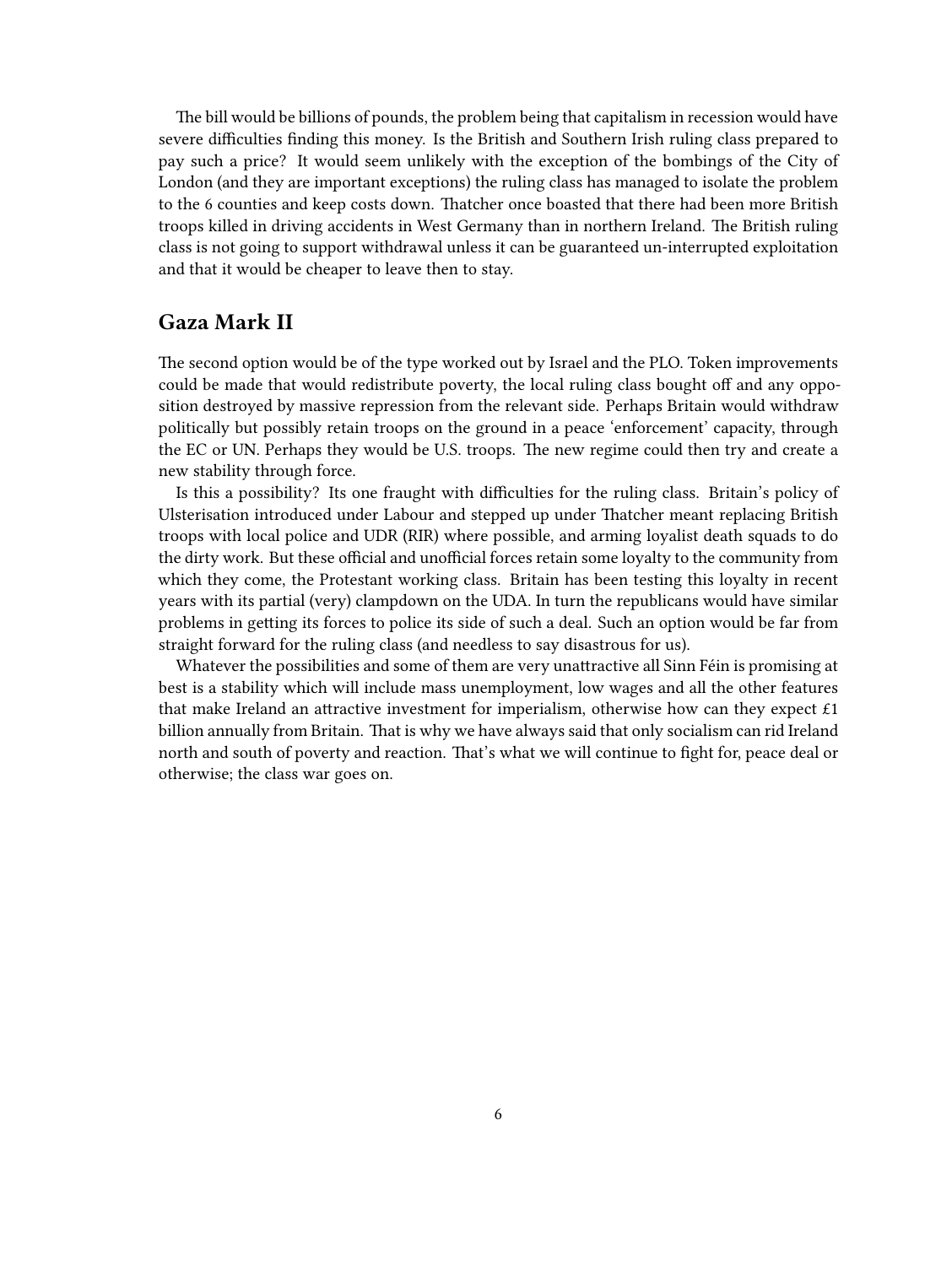The bill would be billions of pounds, the problem being that capitalism in recession would have severe difficulties finding this money. Is the British and Southern Irish ruling class prepared to pay such a price? It would seem unlikely with the exception of the bombings of the City of London (and they are important exceptions) the ruling class has managed to isolate the problem to the 6 counties and keep costs down. Thatcher once boasted that there had been more British troops killed in driving accidents in West Germany than in northern Ireland. The British ruling class is not going to support withdrawal unless it can be guaranteed un-interrupted exploitation and that it would be cheaper to leave then to stay.

## Gaza Mark II

The second option would be of the type worked out by Israel and the PLO. Token improvements could be made that would redistribute poverty, the local ruling class bought off and any opposition destroyed by massive repression from the relevant side. Perhaps Britain would withdraw politically but possibly retain troops on the ground in a peace 'enforcement' capacity, through the EC or UN. Perhaps they would be U.S. troops. The new regime could then try and create a new stability through force.

Is this a possibility? Its one fraught with difficulties for the ruling class. Britain's policy of Ulsterisation introduced under Labour and stepped up under Thatcher meant replacing British troops with local police and UDR (RIR) where possible, and arming loyalist death squads to do the dirty work. But these official and unofficial forces retain some loyalty to the community from which they come, the Protestant working class. Britain has been testing this loyalty in recent years with its partial (very) clampdown on the UDA. In turn the republicans would have similar problems in getting its forces to police its side of such a deal. Such an option would be far from straight forward for the ruling class (and needless to say disastrous for us).

Whatever the possibilities and some of them are very unattractive all Sinn Féin is promising at best is a stability which will include mass unemployment, low wages and all the other features that make Ireland an attractive investment for imperialism, otherwise how can they expect £1 billion annually from Britain. That is why we have always said that only socialism can rid Ireland north and south of poverty and reaction. That's what we will continue to fight for, peace deal or otherwise; the class war goes on.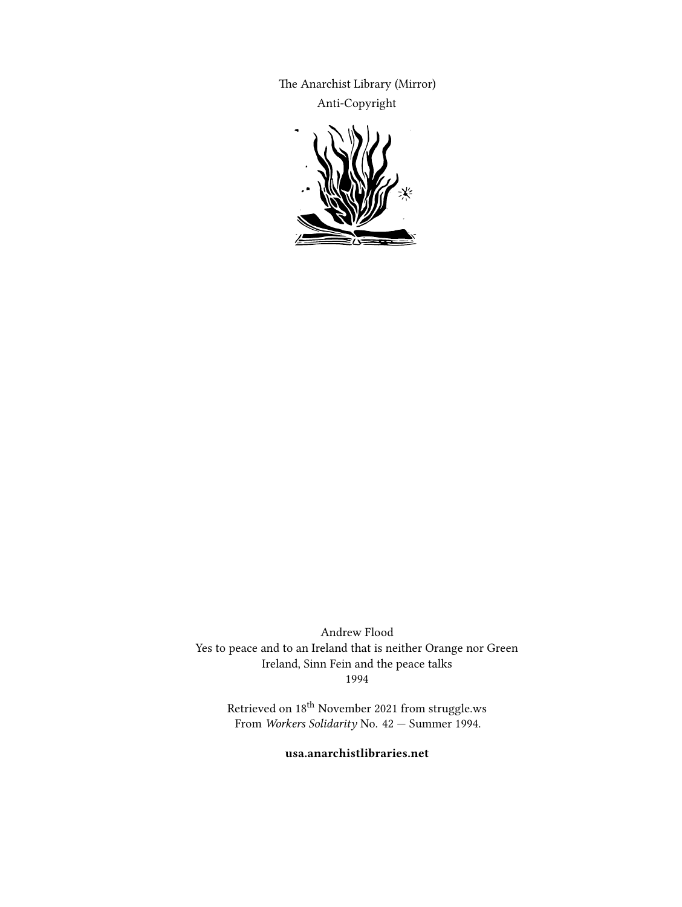The Anarchist Library (Mirror)
Anti-Copyright

Andrew Flood
Yes to peace and to an Ireland that is neither Orange nor Green
Ireland, Sinn Fein and the peace talks
1994

Retrieved on 18th November 2021 from struggle.ws
From *Workers Solidarity* No. 42 — Summer 1994.

**usa.anarchistlibraries.net**